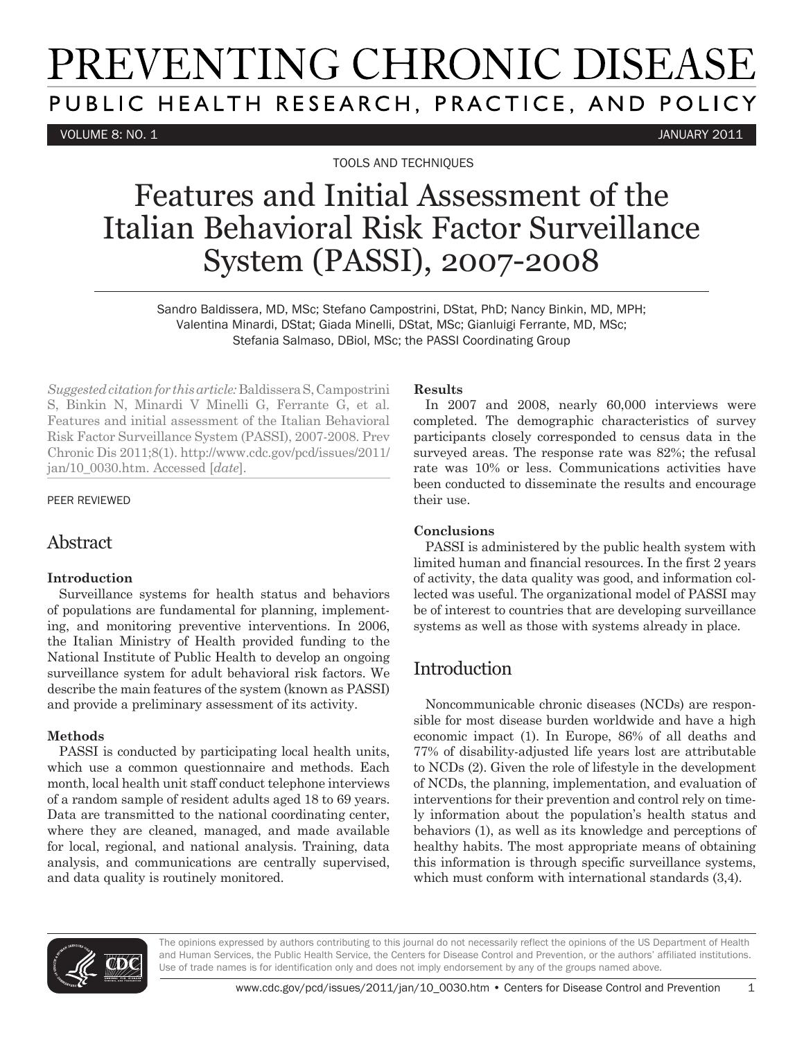TOOLS AND TECHNIQUES

# Features and Initial Assessment of the Italian Behavioral Risk Factor Surveillance System (PASSI), 2007-2008

Sandro Baldissera, MD, MSc; Stefano Campostrini, DStat, PhD; Nancy Binkin, MD, MPH; Valentina Minardi, DStat; Giada Minelli, DStat, MSc; Gianluigi Ferrante, MD, MSc; Stefania Salmaso, DBiol, MSc; the PASSI Coordinating Group

*Suggested citation for this article:* Baldissera S, Campostrini S, Binkin N, Minardi V Minelli G, Ferrante G, et al. Features and initial assessment of the Italian Behavioral Risk Factor Surveillance System (PASSI), 2007-2008. Prev Chronic Dis 2011;8(1). http://www.cdc.gov/pcd/issues/2011/jan/10_0030.htm. Accessed [*date*].

PEER REVIEWED

## Abstract

**Introduction**

Surveillance systems for health status and behaviors of populations are fundamental for planning, implementing, and monitoring preventive interventions. In 2006, the Italian Ministry of Health provided funding to the National Institute of Public Health to develop an ongoing surveillance system for adult behavioral risk factors. We describe the main features of the system (known as PASSI) and provide a preliminary assessment of its activity.

**Methods**

PASSI is conducted by participating local health units, which use a common questionnaire and methods. Each month, local health unit staff conduct telephone interviews of a random sample of resident adults aged 18 to 69 years. Data are transmitted to the national coordinating center, where they are cleaned, managed, and made available for local, regional, and national analysis. Training, data analysis, and communications are centrally supervised, and data quality is routinely monitored.

**Results**

In 2007 and 2008, nearly 60,000 interviews were completed. The demographic characteristics of survey participants closely corresponded to census data in the surveyed areas. The response rate was 82%; the refusal rate was 10% or less. Communications activities have been conducted to disseminate the results and encourage their use.

**Conclusions**

PASSI is administered by the public health system with limited human and financial resources. In the first 2 years of activity, the data quality was good, and information collected was useful. The organizational model of PASSI may be of interest to countries that are developing surveillance systems as well as those with systems already in place.

## Introduction

Noncommunicable chronic diseases (NCDs) are responsible for most disease burden worldwide and have a high economic impact (1). In Europe, 86% of all deaths and 77% of disability-adjusted life years lost are attributable to NCDs (2). Given the role of lifestyle in the development of NCDs, the planning, implementation, and evaluation of interventions for their prevention and control rely on timely information about the population's health status and behaviors (1), as well as its knowledge and perceptions of healthy habits. The most appropriate means of obtaining this information is through specific surveillance systems, which must conform with international standards (3,4).

The opinions expressed by authors contributing to this journal do not necessarily reflect the opinions of the US Department of Health and Human Services, the Public Health Service, the Centers for Disease Control and Prevention, or the authors' affiliated institutions. Use of trade names is for identification only and does not imply endorsement by any of the groups named above.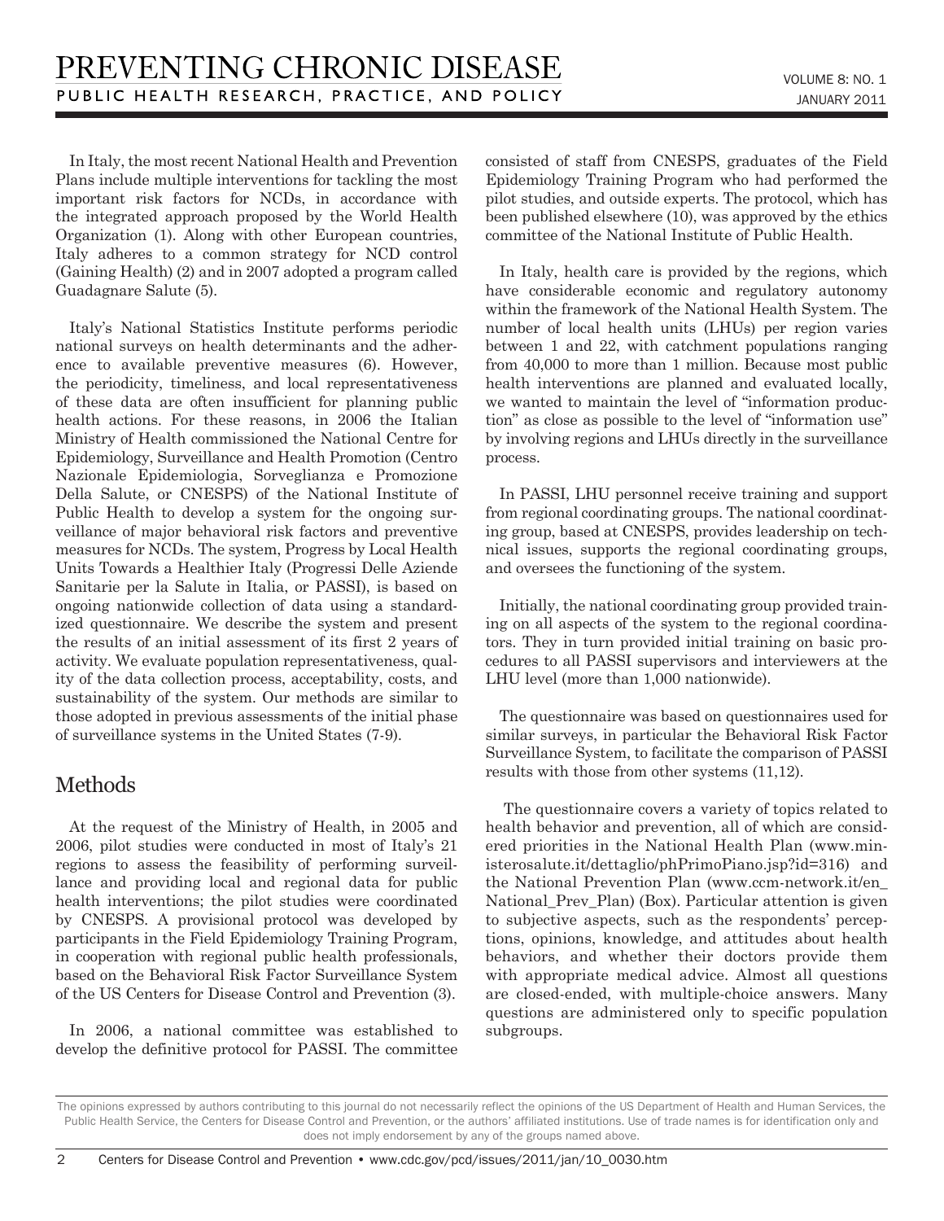In Italy, the most recent National Health and Prevention Plans include multiple interventions for tackling the most important risk factors for NCDs, in accordance with the integrated approach proposed by the World Health Organization (1). Along with other European countries, Italy adheres to a common strategy for NCD control (Gaining Health) (2) and in 2007 adopted a program called Guadagnare Salute (5).

Italy's National Statistics Institute performs periodic national surveys on health determinants and the adherence to available preventive measures (6). However, the periodicity, timeliness, and local representativeness of these data are often insufficient for planning public health actions. For these reasons, in 2006 the Italian Ministry of Health commissioned the National Centre for Epidemiology, Surveillance and Health Promotion (Centro Nazionale Epidemiologia, Sorveglianza e Promozione Della Salute, or CNESPS) of the National Institute of Public Health to develop a system for the ongoing surveillance of major behavioral risk factors and preventive measures for NCDs. The system, Progress by Local Health Units Towards a Healthier Italy (Progressi Delle Aziende Sanitarie per la Salute in Italia, or PASSI), is based on ongoing nationwide collection of data using a standardized questionnaire. We describe the system and present the results of an initial assessment of its first 2 years of activity. We evaluate population representativeness, quality of the data collection process, acceptability, costs, and sustainability of the system. Our methods are similar to those adopted in previous assessments of the initial phase of surveillance systems in the United States (7-9).

## Methods

At the request of the Ministry of Health, in 2005 and 2006, pilot studies were conducted in most of Italy's 21 regions to assess the feasibility of performing surveillance and providing local and regional data for public health interventions; the pilot studies were coordinated by CNESPS. A provisional protocol was developed by participants in the Field Epidemiology Training Program, in cooperation with regional public health professionals, based on the Behavioral Risk Factor Surveillance System of the US Centers for Disease Control and Prevention (3).

In 2006, a national committee was established to develop the definitive protocol for PASSI. The committee consisted of staff from CNESPS, graduates of the Field Epidemiology Training Program who had performed the pilot studies, and outside experts. The protocol, which has been published elsewhere (10), was approved by the ethics committee of the National Institute of Public Health.

In Italy, health care is provided by the regions, which have considerable economic and regulatory autonomy within the framework of the National Health System. The number of local health units (LHUs) per region varies between 1 and 22, with catchment populations ranging from 40,000 to more than 1 million. Because most public health interventions are planned and evaluated locally, we wanted to maintain the level of "information production" as close as possible to the level of "information use" by involving regions and LHUs directly in the surveillance process.

In PASSI, LHU personnel receive training and support from regional coordinating groups. The national coordinating group, based at CNESPS, provides leadership on technical issues, supports the regional coordinating groups, and oversees the functioning of the system.

Initially, the national coordinating group provided training on all aspects of the system to the regional coordinators. They in turn provided initial training on basic procedures to all PASSI supervisors and interviewers at the LHU level (more than 1,000 nationwide).

The questionnaire was based on questionnaires used for similar surveys, in particular the Behavioral Risk Factor Surveillance System, to facilitate the comparison of PASSI results with those from other systems (11,12).

The questionnaire covers a variety of topics related to health behavior and prevention, all of which are considered priorities in the National Health Plan (www.ministerosalute.it/dettaglio/phPrimoPiano.jsp?id=316) and the National Prevention Plan (www.ccm-network.it/en_National_Prev_Plan) (Box). Particular attention is given to subjective aspects, such as the respondents' perceptions, opinions, knowledge, and attitudes about health behaviors, and whether their doctors provide them with appropriate medical advice. Almost all questions are closed-ended, with multiple-choice answers. Many questions are administered only to specific population subgroups.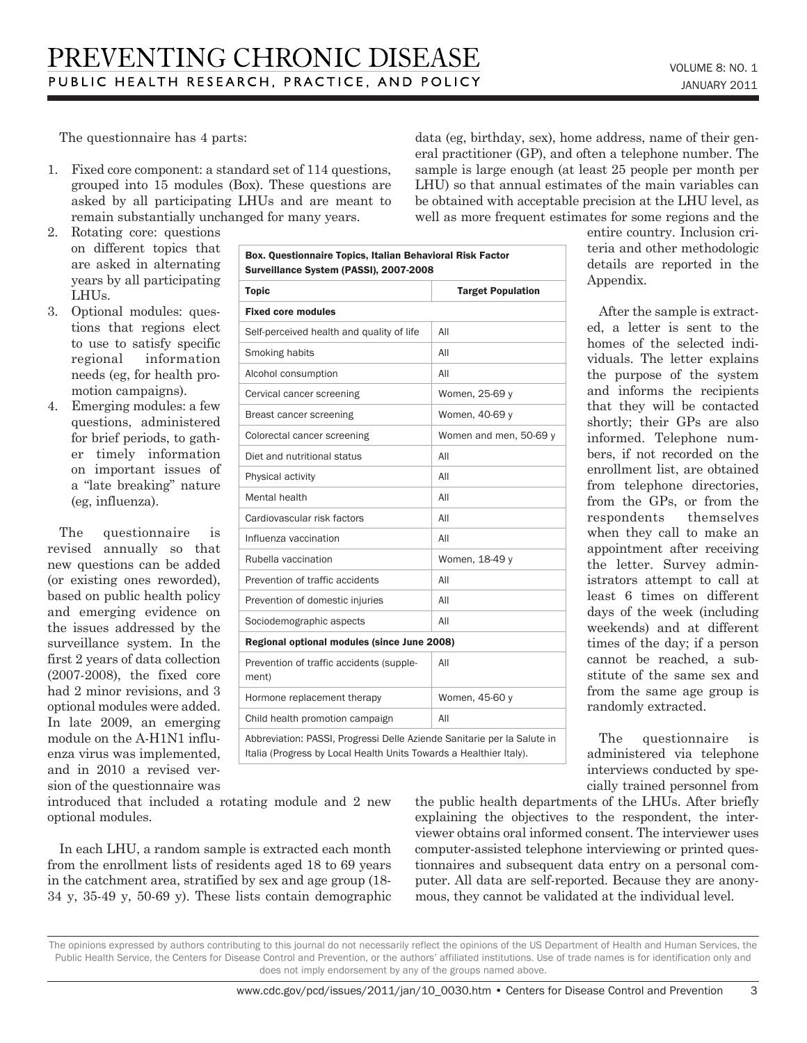The questionnaire has 4 parts:

1. Fixed core component: a standard set of 114 questions, grouped into 15 modules (Box). These questions are asked by all participating LHUs and are meant to remain substantially unchanged for many years.
2. Rotating core: questions on different topics that are asked in alternating years by all participating LHUs.
3. Optional modules: questions that regions elect to use to satisfy specific regional information needs (eg, for health promotion campaigns).
4. Emerging modules: a few questions, administered for brief periods, to gather timely information on important issues of a "late breaking" nature (eg, influenza).

The questionnaire is revised annually so that new questions can be added (or existing ones reworded), based on public health policy and emerging evidence on the issues addressed by the surveillance system. In the first 2 years of data collection (2007-2008), the fixed core had 2 minor revisions, and 3 optional modules were added. In late 2009, an emerging module on the A-H1N1 influenza virus was implemented, and in 2010 a revised version of the questionnaire was introduced that included a rotating module and 2 new optional modules.

**Box. Questionnaire Topics, Italian Behavioral Risk Factor Surveillance System (PASSI), 2007-2008**

| Topic | Target Population |
|---|---|
| **Fixed core modules** | |
| Self-perceived health and quality of life | All |
| Smoking habits | All |
| Alcohol consumption | All |
| Cervical cancer screening | Women, 25-69 y |
| Breast cancer screening | Women, 40-69 y |
| Colorectal cancer screening | Women and men, 50-69 y |
| Diet and nutritional status | All |
| Physical activity | All |
| Mental health | All |
| Cardiovascular risk factors | All |
| Influenza vaccination | All |
| Rubella vaccination | Women, 18-49 y |
| Prevention of traffic accidents | All |
| Prevention of domestic injuries | All |
| Sociodemographic aspects | All |
| **Regional optional modules (since June 2008)** | |
| Prevention of traffic accidents (supplement) | All |
| Hormone replacement therapy | Women, 45-60 y |
| Child health promotion campaign | All |

Abbreviation: PASSI, Progressi Delle Aziende Sanitarie per la Salute in Italia (Progress by Local Health Units Towards a Healthier Italy).

In each LHU, a random sample is extracted each month from the enrollment lists of residents aged 18 to 69 years in the catchment area, stratified by sex and age group (18-34 y, 35-49 y, 50-69 y). These lists contain demographic data (eg, birthday, sex), home address, name of their general practitioner (GP), and often a telephone number. The sample is large enough (at least 25 people per month per LHU) so that annual estimates of the main variables can be obtained with acceptable precision at the LHU level, as well as more frequent estimates for some regions and the entire country. Inclusion criteria and other methodologic details are reported in the Appendix.

After the sample is extracted, a letter is sent to the homes of the selected individuals. The letter explains the purpose of the system and informs the recipients that they will be contacted shortly; their GPs are also informed. Telephone numbers, if not recorded on the enrollment list, are obtained from telephone directories, from the GPs, or from the respondents themselves when they call to make an appointment after receiving the letter. Survey administrators attempt to call at least 6 times on different days of the week (including weekends) and at different times of the day; if a person cannot be reached, a substitute of the same sex and from the same age group is randomly extracted.

The questionnaire is administered via telephone interviews conducted by specially trained personnel from the public health departments of the LHUs. After briefly explaining the objectives to the respondent, the interviewer obtains oral informed consent. The interviewer uses computer-assisted telephone interviewing or printed questionnaires and subsequent data entry on a personal computer. All data are self-reported. Because they are anonymous, they cannot be validated at the individual level.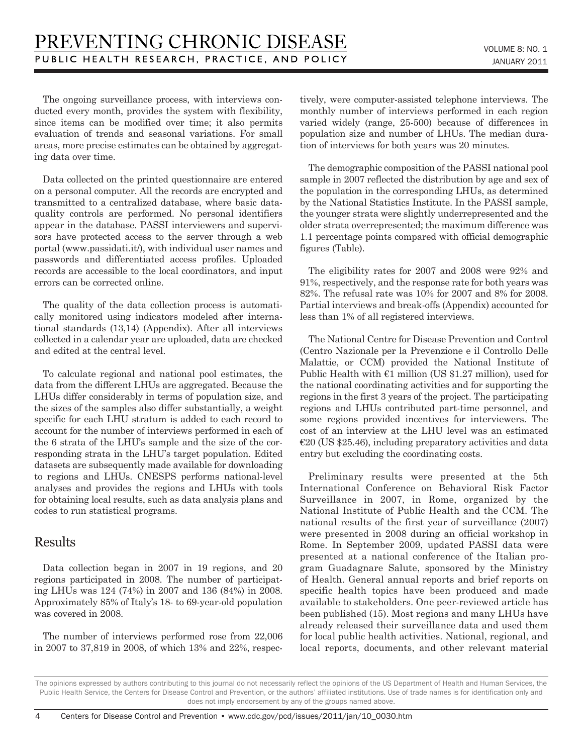The ongoing surveillance process, with interviews conducted every month, provides the system with flexibility, since items can be modified over time; it also permits evaluation of trends and seasonal variations. For small areas, more precise estimates can be obtained by aggregating data over time.

Data collected on the printed questionnaire are entered on a personal computer. All the records are encrypted and transmitted to a centralized database, where basic data-quality controls are performed. No personal identifiers appear in the database. PASSI interviewers and supervisors have protected access to the server through a web portal (www.passidati.it/), with individual user names and passwords and differentiated access profiles. Uploaded records are accessible to the local coordinators, and input errors can be corrected online.

The quality of the data collection process is automatically monitored using indicators modeled after international standards (13,14) (Appendix). After all interviews collected in a calendar year are uploaded, data are checked and edited at the central level.

To calculate regional and national pool estimates, the data from the different LHUs are aggregated. Because the LHUs differ considerably in terms of population size, and the sizes of the samples also differ substantially, a weight specific for each LHU stratum is added to each record to account for the number of interviews performed in each of the 6 strata of the LHU's sample and the size of the corresponding strata in the LHU's target population. Edited datasets are subsequently made available for downloading to regions and LHUs. CNESPS performs national-level analyses and provides the regions and LHUs with tools for obtaining local results, such as data analysis plans and codes to run statistical programs.

## Results

Data collection began in 2007 in 19 regions, and 20 regions participated in 2008. The number of participating LHUs was 124 (74%) in 2007 and 136 (84%) in 2008. Approximately 85% of Italy's 18- to 69-year-old population was covered in 2008.

The number of interviews performed rose from 22,006 in 2007 to 37,819 in 2008, of which 13% and 22%, respectively, were computer-assisted telephone interviews. The monthly number of interviews performed in each region varied widely (range, 25-500) because of differences in population size and number of LHUs. The median duration of interviews for both years was 20 minutes.

The demographic composition of the PASSI national pool sample in 2007 reflected the distribution by age and sex of the population in the corresponding LHUs, as determined by the National Statistics Institute. In the PASSI sample, the younger strata were slightly underrepresented and the older strata overrepresented; the maximum difference was 1.1 percentage points compared with official demographic figures (Table).

The eligibility rates for 2007 and 2008 were 92% and 91%, respectively, and the response rate for both years was 82%. The refusal rate was 10% for 2007 and 8% for 2008. Partial interviews and break-offs (Appendix) accounted for less than 1% of all registered interviews.

The National Centre for Disease Prevention and Control (Centro Nazionale per la Prevenzione e il Controllo Delle Malattie, or CCM) provided the National Institute of Public Health with €1 million (US $1.27 million), used for the national coordinating activities and for supporting the regions in the first 3 years of the project. The participating regions and LHUs contributed part-time personnel, and some regions provided incentives for interviewers. The cost of an interview at the LHU level was an estimated €20 (US $25.46), including preparatory activities and data entry but excluding the coordinating costs.

Preliminary results were presented at the 5th International Conference on Behavioral Risk Factor Surveillance in 2007, in Rome, organized by the National Institute of Public Health and the CCM. The national results of the first year of surveillance (2007) were presented in 2008 during an official workshop in Rome. In September 2009, updated PASSI data were presented at a national conference of the Italian program Guadagnare Salute, sponsored by the Ministry of Health. General annual reports and brief reports on specific health topics have been produced and made available to stakeholders. One peer-reviewed article has been published (15). Most regions and many LHUs have already released their surveillance data and used them for local public health activities. National, regional, and local reports, documents, and other relevant material

The opinions expressed by authors contributing to this journal do not necessarily reflect the opinions of the US Department of Health and Human Services, the Public Health Service, the Centers for Disease Control and Prevention, or the authors' affiliated institutions. Use of trade names is for identification only and does not imply endorsement by any of the groups named above.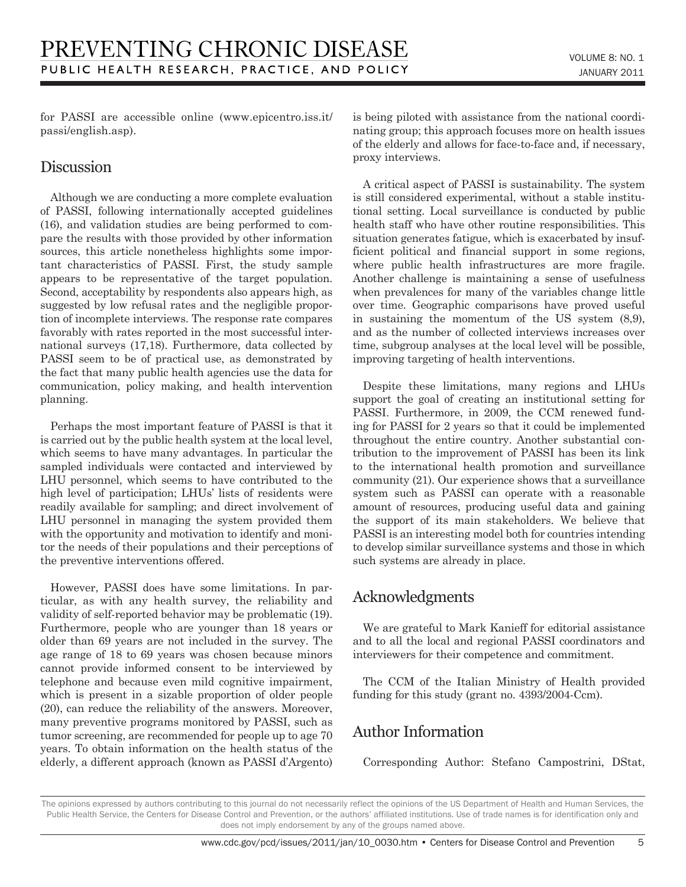for PASSI are accessible online (www.epicentro.iss.it/passi/english.asp).

## Discussion

Although we are conducting a more complete evaluation of PASSI, following internationally accepted guidelines (16), and validation studies are being performed to compare the results with those provided by other information sources, this article nonetheless highlights some important characteristics of PASSI. First, the study sample appears to be representative of the target population. Second, acceptability by respondents also appears high, as suggested by low refusal rates and the negligible proportion of incomplete interviews. The response rate compares favorably with rates reported in the most successful international surveys (17,18). Furthermore, data collected by PASSI seem to be of practical use, as demonstrated by the fact that many public health agencies use the data for communication, policy making, and health intervention planning.

Perhaps the most important feature of PASSI is that it is carried out by the public health system at the local level, which seems to have many advantages. In particular the sampled individuals were contacted and interviewed by LHU personnel, which seems to have contributed to the high level of participation; LHUs' lists of residents were readily available for sampling; and direct involvement of LHU personnel in managing the system provided them with the opportunity and motivation to identify and monitor the needs of their populations and their perceptions of the preventive interventions offered.

However, PASSI does have some limitations. In particular, as with any health survey, the reliability and validity of self-reported behavior may be problematic (19). Furthermore, people who are younger than 18 years or older than 69 years are not included in the survey. The age range of 18 to 69 years was chosen because minors cannot provide informed consent to be interviewed by telephone and because even mild cognitive impairment, which is present in a sizable proportion of older people (20), can reduce the reliability of the answers. Moreover, many preventive programs monitored by PASSI, such as tumor screening, are recommended for people up to age 70 years. To obtain information on the health status of the elderly, a different approach (known as PASSI d'Argento) is being piloted with assistance from the national coordinating group; this approach focuses more on health issues of the elderly and allows for face-to-face and, if necessary, proxy interviews.

A critical aspect of PASSI is sustainability. The system is still considered experimental, without a stable institutional setting. Local surveillance is conducted by public health staff who have other routine responsibilities. This situation generates fatigue, which is exacerbated by insufficient political and financial support in some regions, where public health infrastructures are more fragile. Another challenge is maintaining a sense of usefulness when prevalences for many of the variables change little over time. Geographic comparisons have proved useful in sustaining the momentum of the US system (8,9), and as the number of collected interviews increases over time, subgroup analyses at the local level will be possible, improving targeting of health interventions.

Despite these limitations, many regions and LHUs support the goal of creating an institutional setting for PASSI. Furthermore, in 2009, the CCM renewed funding for PASSI for 2 years so that it could be implemented throughout the entire country. Another substantial contribution to the improvement of PASSI has been its link to the international health promotion and surveillance community (21). Our experience shows that a surveillance system such as PASSI can operate with a reasonable amount of resources, producing useful data and gaining the support of its main stakeholders. We believe that PASSI is an interesting model both for countries intending to develop similar surveillance systems and those in which such systems are already in place.

## Acknowledgments

We are grateful to Mark Kanieff for editorial assistance and to all the local and regional PASSI coordinators and interviewers for their competence and commitment.

The CCM of the Italian Ministry of Health provided funding for this study (grant no. 4393/2004-Ccm).

## Author Information

Corresponding Author: Stefano Campostrini, DStat,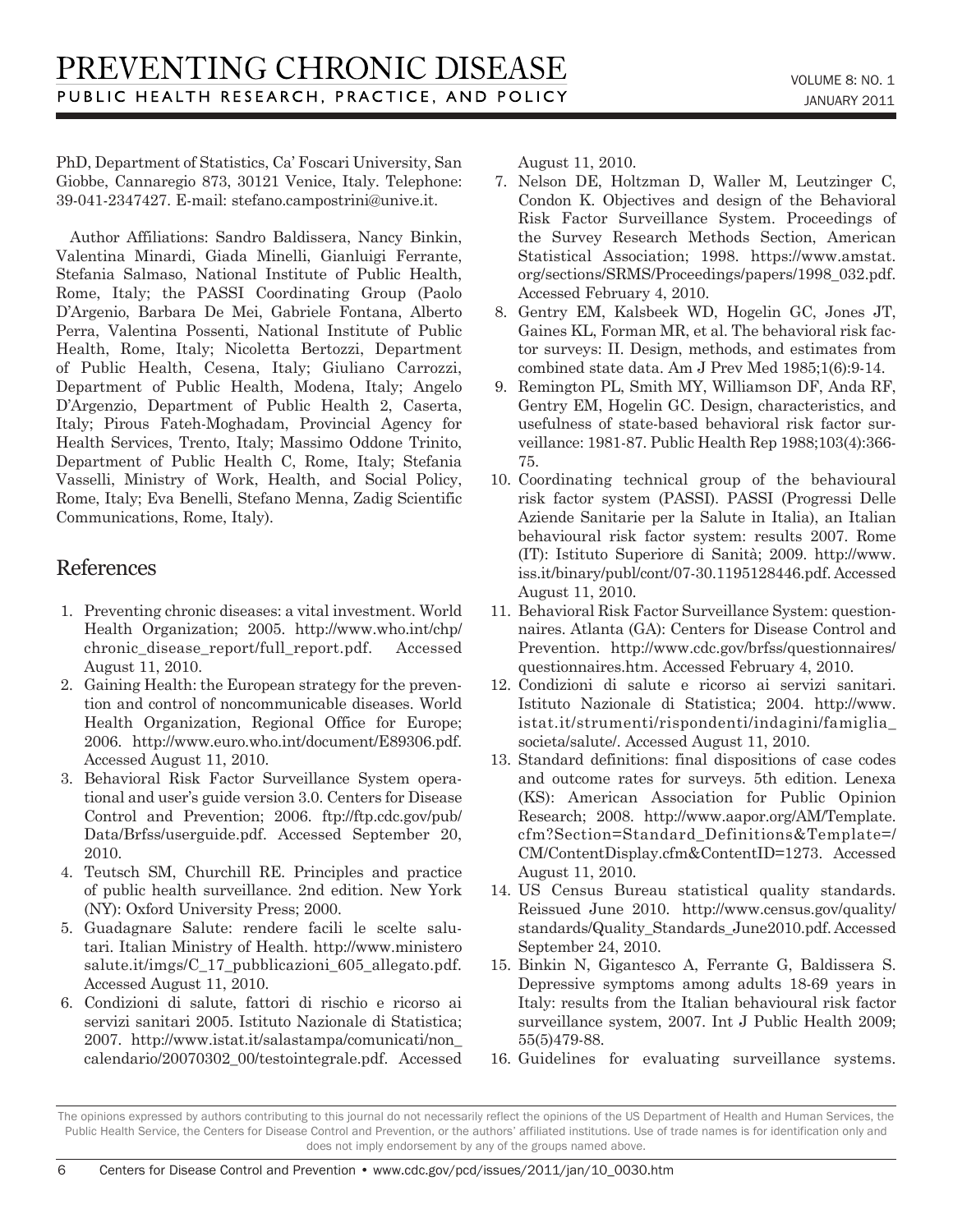PhD, Department of Statistics, Ca' Foscari University, San Giobbe, Cannaregio 873, 30121 Venice, Italy. Telephone: 39-041-2347427. E-mail: stefano.campostrini@unive.it.

Author Affiliations: Sandro Baldissera, Nancy Binkin, Valentina Minardi, Giada Minelli, Gianluigi Ferrante, Stefania Salmaso, National Institute of Public Health, Rome, Italy; the PASSI Coordinating Group (Paolo D'Argenio, Barbara De Mei, Gabriele Fontana, Alberto Perra, Valentina Possenti, National Institute of Public Health, Rome, Italy; Nicoletta Bertozzi, Department of Public Health, Cesena, Italy; Giuliano Carrozzi, Department of Public Health, Modena, Italy; Angelo D'Argenzio, Department of Public Health 2, Caserta, Italy; Pirous Fateh-Moghadam, Provincial Agency for Health Services, Trento, Italy; Massimo Oddone Trinito, Department of Public Health C, Rome, Italy; Stefania Vasselli, Ministry of Work, Health, and Social Policy, Rome, Italy; Eva Benelli, Stefano Menna, Zadig Scientific Communications, Rome, Italy).

## References

1. Preventing chronic diseases: a vital investment. World Health Organization; 2005. http://www.who.int/chp/chronic_disease_report/full_report.pdf. Accessed August 11, 2010.
2. Gaining Health: the European strategy for the prevention and control of noncommunicable diseases. World Health Organization, Regional Office for Europe; 2006. http://www.euro.who.int/document/E89306.pdf. Accessed August 11, 2010.
3. Behavioral Risk Factor Surveillance System operational and user's guide version 3.0. Centers for Disease Control and Prevention; 2006. ftp://ftp.cdc.gov/pub/Data/Brfss/userguide.pdf. Accessed September 20, 2010.
4. Teutsch SM, Churchill RE. Principles and practice of public health surveillance. 2nd edition. New York (NY): Oxford University Press; 2000.
5. Guadagnare Salute: rendere facili le scelte salutari. Italian Ministry of Health. http://www.ministerosalute.it/imgs/C_17_pubblicazioni_605_allegato.pdf. Accessed August 11, 2010.
6. Condizioni di salute, fattori di rischio e ricorso ai servizi sanitari 2005. Istituto Nazionale di Statistica; 2007. http://www.istat.it/salastampa/comunicati/non_calendario/20070302_00/testointegrale.pdf. Accessed August 11, 2010.
7. Nelson DE, Holtzman D, Waller M, Leutzinger C, Condon K. Objectives and design of the Behavioral Risk Factor Surveillance System. Proceedings of the Survey Research Methods Section, American Statistical Association; 1998. https://www.amstat.org/sections/SRMS/Proceedings/papers/1998_032.pdf. Accessed February 4, 2010.
8. Gentry EM, Kalsbeek WD, Hogelin GC, Jones JT, Gaines KL, Forman MR, et al. The behavioral risk factor surveys: II. Design, methods, and estimates from combined state data. Am J Prev Med 1985;1(6):9-14.
9. Remington PL, Smith MY, Williamson DF, Anda RF, Gentry EM, Hogelin GC. Design, characteristics, and usefulness of state-based behavioral risk factor surveillance: 1981-87. Public Health Rep 1988;103(4):366-75.
10. Coordinating technical group of the behavioural risk factor system (PASSI). PASSI (Progressi Delle Aziende Sanitarie per la Salute in Italia), an Italian behavioural risk factor system: results 2007. Rome (IT): Istituto Superiore di Sanità; 2009. http://www.iss.it/binary/publ/cont/07-30.1195128446.pdf. Accessed August 11, 2010.
11. Behavioral Risk Factor Surveillance System: questionnaires. Atlanta (GA): Centers for Disease Control and Prevention. http://www.cdc.gov/brfss/questionnaires/questionnaires.htm. Accessed February 4, 2010.
12. Condizioni di salute e ricorso ai servizi sanitari. Istituto Nazionale di Statistica; 2004. http://www.istat.it/strumenti/rispondenti/indagini/famiglia_societa/salute/. Accessed August 11, 2010.
13. Standard definitions: final dispositions of case codes and outcome rates for surveys. 5th edition. Lenexa (KS): American Association for Public Opinion Research; 2008. http://www.aapor.org/AM/Template.cfm?Section=Standard_Definitions&Template=/CM/ContentDisplay.cfm&ContentID=1273. Accessed August 11, 2010.
14. US Census Bureau statistical quality standards. Reissued June 2010. http://www.census.gov/quality/standards/Quality_Standards_June2010.pdf. Accessed September 24, 2010.
15. Binkin N, Gigantesco A, Ferrante G, Baldissera S. Depressive symptoms among adults 18-69 years in Italy: results from the Italian behavioural risk factor surveillance system, 2007. Int J Public Health 2009; 55(5)479-88.
16. Guidelines for evaluating surveillance systems.

The opinions expressed by authors contributing to this journal do not necessarily reflect the opinions of the US Department of Health and Human Services, the Public Health Service, the Centers for Disease Control and Prevention, or the authors' affiliated institutions. Use of trade names is for identification only and does not imply endorsement by any of the groups named above.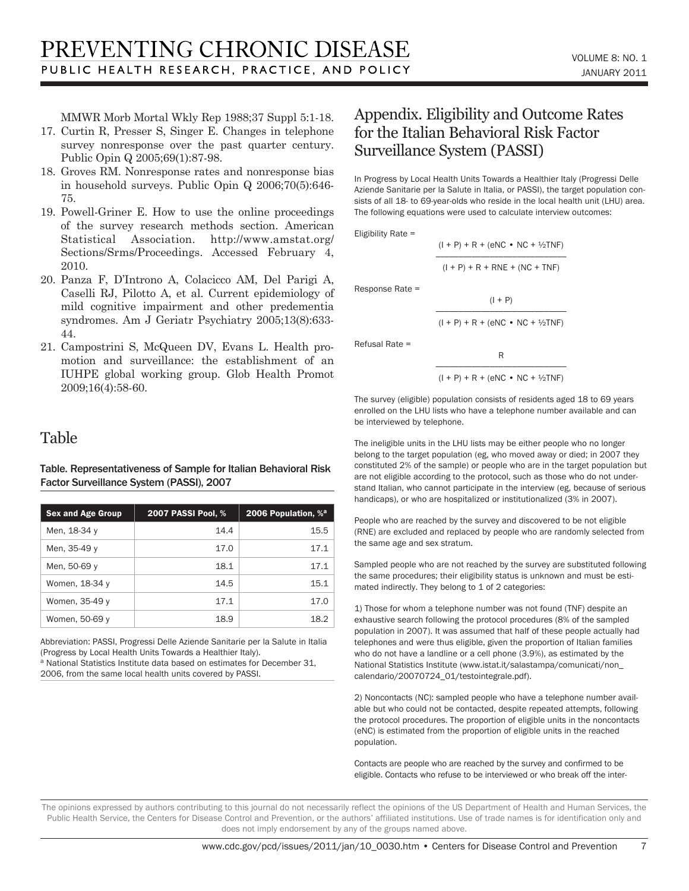MMWR Morb Mortal Wkly Rep 1988;37 Suppl 5:1-18.

17. Curtin R, Presser S, Singer E. Changes in telephone survey nonresponse over the past quarter century. Public Opin Q 2005;69(1):87-98.
18. Groves RM. Nonresponse rates and nonresponse bias in household surveys. Public Opin Q 2006;70(5):646-75.
19. Powell-Griner E. How to use the online proceedings of the survey research methods section. American Statistical Association. http://www.amstat.org/Sections/Srms/Proceedings. Accessed February 4, 2010.
20. Panza F, D'Introno A, Colacicco AM, Del Parigi A, Caselli RJ, Pilotto A, et al. Current epidemiology of mild cognitive impairment and other predementia syndromes. Am J Geriatr Psychiatry 2005;13(8):633-44.
21. Campostrini S, McQueen DV, Evans L. Health promotion and surveillance: the establishment of an IUHPE global working group. Glob Health Promot 2009;16(4):58-60.

## Table

Table. Representativeness of Sample for Italian Behavioral Risk Factor Surveillance System (PASSI), 2007

| Sex and Age Group | 2007 PASSI Pool, % | 2006 Population, %[a] |
|---|---|---|
| Men, 18-34 y | 14.4 | 15.5 |
| Men, 35-49 y | 17.0 | 17.1 |
| Men, 50-69 y | 18.1 | 17.1 |
| Women, 18-34 y | 14.5 | 15.1 |
| Women, 35-49 y | 17.1 | 17.0 |
| Women, 50-69 y | 18.9 | 18.2 |

Abbreviation: PASSI, Progressi Delle Aziende Sanitarie per la Salute in Italia (Progress by Local Health Units Towards a Healthier Italy).
[a] National Statistics Institute data based on estimates for December 31, 2006, from the same local health units covered by PASSI.

## Appendix. Eligibility and Outcome Rates for the Italian Behavioral Risk Factor Surveillance System (PASSI)

In Progress by Local Health Units Towards a Healthier Italy (Progressi Delle Aziende Sanitarie per la Salute in Italia, or PASSI), the target population consists of all 18- to 69-year-olds who reside in the local health unit (LHU) area. The following equations were used to calculate interview outcomes:

$$\text{Eligibility Rate} = \frac{(I + P) + R + (eNC \cdot NC + \frac{1}{2}TNF)}{(I + P) + R + RNE + (NC + TNF)}$$

$$\text{Response Rate} = \frac{(I + P)}{(I + P) + R + (eNC \cdot NC + \frac{1}{2}TNF)}$$

$$\text{Refusal Rate} = \frac{R}{(I + P) + R + (eNC \cdot NC + \frac{1}{2}TNF)}$$

The survey (eligible) population consists of residents aged 18 to 69 years enrolled on the LHU lists who have a telephone number available and can be interviewed by telephone.

The ineligible units in the LHU lists may be either people who no longer belong to the target population (eg, who moved away or died; in 2007 they constituted 2% of the sample) or people who are in the target population but are not eligible according to the protocol, such as those who do not understand Italian, who cannot participate in the interview (eg, because of serious handicaps), or who are hospitalized or institutionalized (3% in 2007).

People who are reached by the survey and discovered to be not eligible (RNE) are excluded and replaced by people who are randomly selected from the same age and sex stratum.

Sampled people who are not reached by the survey are substituted following the same procedures; their eligibility status is unknown and must be estimated indirectly. They belong to 1 of 2 categories:

1) Those for whom a telephone number was not found (TNF) despite an exhaustive search following the protocol procedures (8% of the sampled population in 2007). It was assumed that half of these people actually had telephones and were thus eligible, given the proportion of Italian families who do not have a landline or a cell phone (3.9%), as estimated by the National Statistics Institute (www.istat.it/salastampa/comunicati/non_calendario/20070724_01/testointegrale.pdf).

2) Noncontacts (NC): sampled people who have a telephone number available but who could not be contacted, despite repeated attempts, following the protocol procedures. The proportion of eligible units in the noncontacts (eNC) is estimated from the proportion of eligible units in the reached population.

Contacts are people who are reached by the survey and confirmed to be eligible. Contacts who refuse to be interviewed or who break off the inter-

The opinions expressed by authors contributing to this journal do not necessarily reflect the opinions of the US Department of Health and Human Services, the Public Health Service, the Centers for Disease Control and Prevention, or the authors' affiliated institutions. Use of trade names is for identification only and does not imply endorsement by any of the groups named above.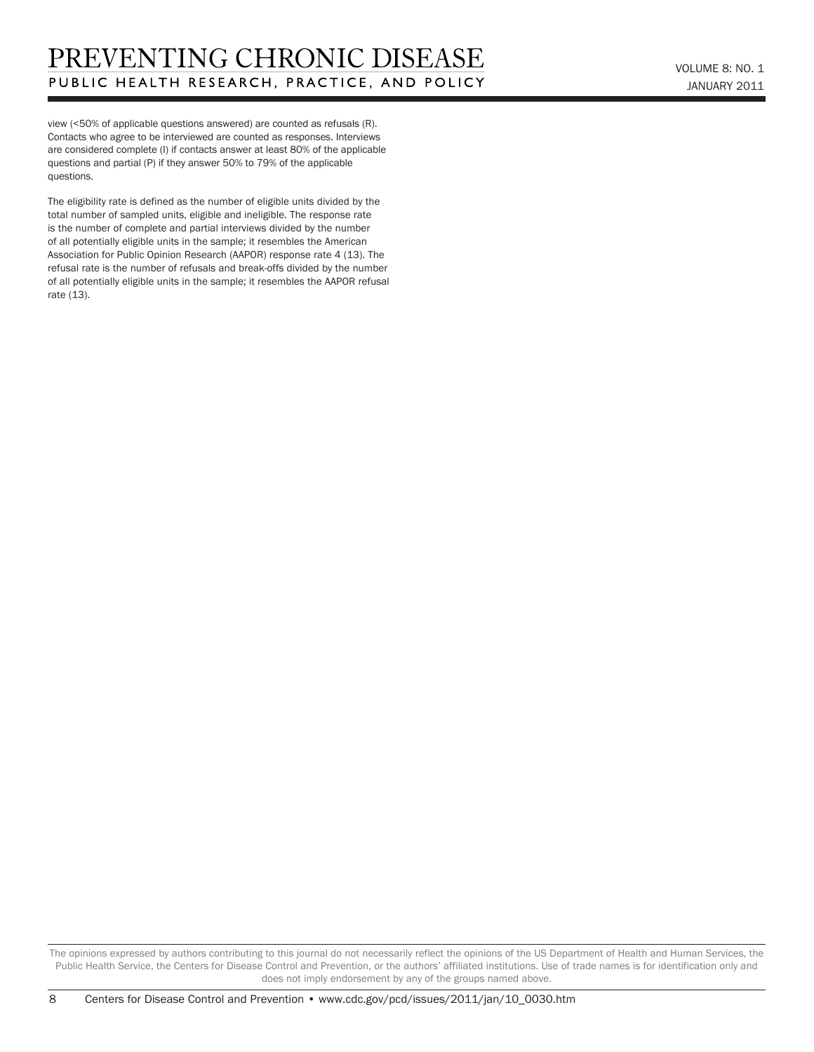view (<50% of applicable questions answered) are counted as refusals (R). Contacts who agree to be interviewed are counted as responses. Interviews are considered complete (I) if contacts answer at least 80% of the applicable questions and partial (P) if they answer 50% to 79% of the applicable questions.

The eligibility rate is defined as the number of eligible units divided by the total number of sampled units, eligible and ineligible. The response rate is the number of complete and partial interviews divided by the number of all potentially eligible units in the sample; it resembles the American Association for Public Opinion Research (AAPOR) response rate 4 (13). The refusal rate is the number of refusals and break-offs divided by the number of all potentially eligible units in the sample; it resembles the AAPOR refusal rate (13).

The opinions expressed by authors contributing to this journal do not necessarily reflect the opinions of the US Department of Health and Human Services, the Public Health Service, the Centers for Disease Control and Prevention, or the authors' affiliated institutions. Use of trade names is for identification only and does not imply endorsement by any of the groups named above.